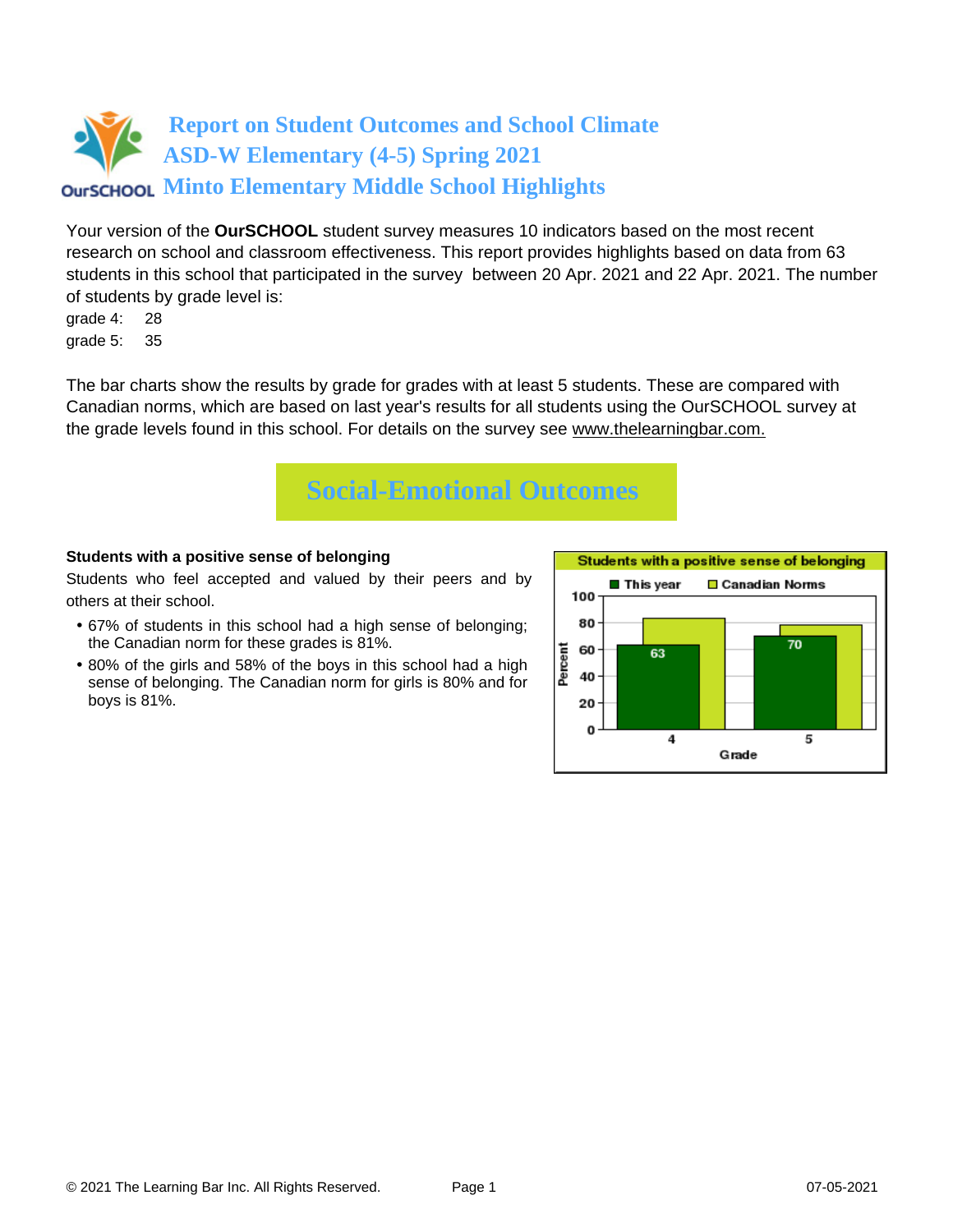# Report on Student Outcomes and School Climate
# ASD-W Elementary (4-5) Spring 2021
# Minto Elementary Middle School Highlights

Your version of the **OurSCHOOL** student survey measures 10 indicators based on the most recent research on school and classroom effectiveness. This report provides highlights based on data from 63 students in this school that participated in the survey between 20 Apr. 2021 and 22 Apr. 2021. The number of students by grade level is:

grade 4: 28
grade 5: 35

The bar charts show the results by grade for grades with at least 5 students. These are compared with Canadian norms, which are based on last year's results for all students using the OurSCHOOL survey at the grade levels found in this school. For details on the survey see www.thelearningbar.com.

## Social-Emotional Outcomes

**Students with a positive sense of belonging**

Students who feel accepted and valued by their peers and by others at their school.

- 67% of students in this school had a high sense of belonging; the Canadian norm for these grades is 81%.
- 80% of the girls and 58% of the boys in this school had a high sense of belonging. The Canadian norm for girls is 80% and for boys is 81%.

Students with a positive sense of belonging

| Grade | This year | Canadian Norms |
|---|---|---|
| 4 | 63 | 83 |
| 5 | 70 | 78 |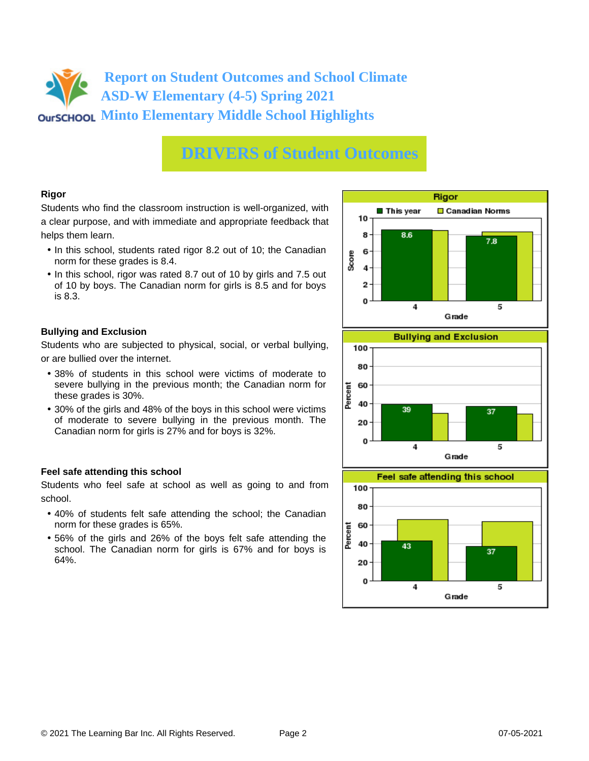# Report on Student Outcomes and School Climate
# ASD-W Elementary (4-5) Spring 2021
# Minto Elementary Middle School Highlights

## DRIVERS of Student Outcomes

### Rigor

Students who find the classroom instruction is well-organized, with a clear purpose, and with immediate and appropriate feedback that helps them learn.

- In this school, students rated rigor 8.2 out of 10; the Canadian norm for these grades is 8.4.
- In this school, rigor was rated 8.7 out of 10 by girls and 7.5 out of 10 by boys. The Canadian norm for girls is 8.5 and for boys is 8.3.

**Rigor**

| Grade | This year | Canadian Norms |
|---|---|---|
| 4 | 8.6 | |
| 5 | 7.8 | |

### Bullying and Exclusion

Students who are subjected to physical, social, or verbal bullying, or are bullied over the internet.

- 38% of students in this school were victims of moderate to severe bullying in the previous month; the Canadian norm for these grades is 30%.
- 30% of the girls and 48% of the boys in this school were victims of moderate to severe bullying in the previous month. The Canadian norm for girls is 27% and for boys is 32%.

**Bullying and Exclusion**

| Grade | This year (%) | Canadian Norms (%) |
|---|---|---|
| 4 | 39 | |
| 5 | 37 | |

### Feel safe attending this school

Students who feel safe at school as well as going to and from school.

- 40% of students felt safe attending the school; the Canadian norm for these grades is 65%.
- 56% of the girls and 26% of the boys felt safe attending the school. The Canadian norm for girls is 67% and for boys is 64%.

**Feel safe attending this school**

| Grade | This year (%) | Canadian Norms (%) |
|---|---|---|
| 4 | 43 | |
| 5 | 37 | |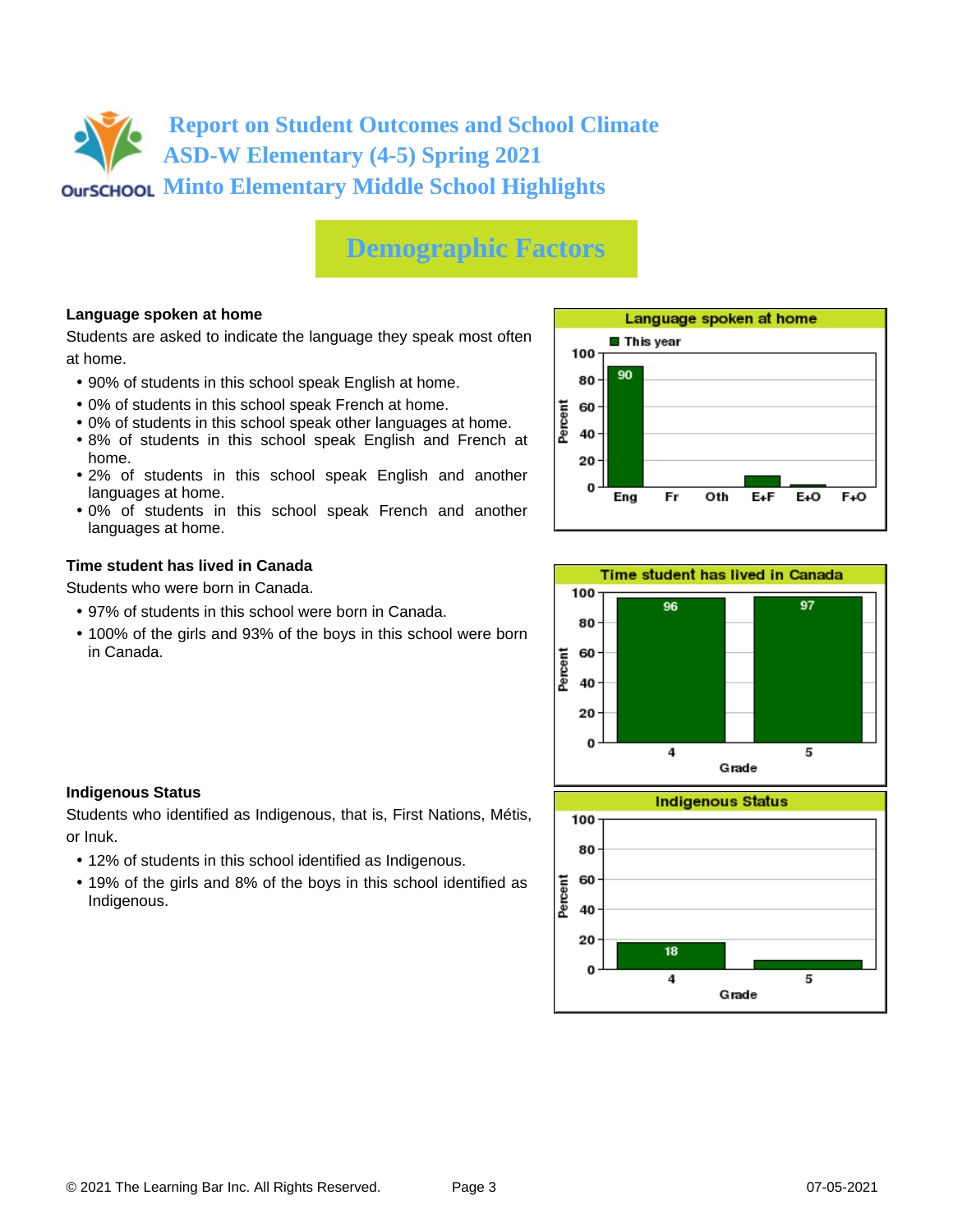# Report on Student Outcomes and School Climate
# ASD-W Elementary (4-5) Spring 2021
# Minto Elementary Middle School Highlights

## Demographic Factors

### Language spoken at home

Students are asked to indicate the language they speak most often at home.

- 90% of students in this school speak English at home.
- 0% of students in this school speak French at home.
- 0% of students in this school speak other languages at home.
- 8% of students in this school speak English and French at home.
- 2% of students in this school speak English and another languages at home.
- 0% of students in this school speak French and another languages at home.

**Language spoken at home**

| Language | This year (Percent) |
|---|---|
| Eng | 90 |
| Fr | |
| Oth | |
| E+F | |
| E+O | |
| F+O | |

### Time student has lived in Canada

Students who were born in Canada.

- 97% of students in this school were born in Canada.
- 100% of the girls and 93% of the boys in this school were born in Canada.

**Time student has lived in Canada**

| Grade | Percent |
|---|---|
| 4 | 96 |
| 5 | 97 |

### Indigenous Status

Students who identified as Indigenous, that is, First Nations, Métis, or Inuk.

- 12% of students in this school identified as Indigenous.
- 19% of the girls and 8% of the boys in this school identified as Indigenous.

**Indigenous Status**

| Grade | Percent |
|---|---|
| 4 | 18 |
| 5 | |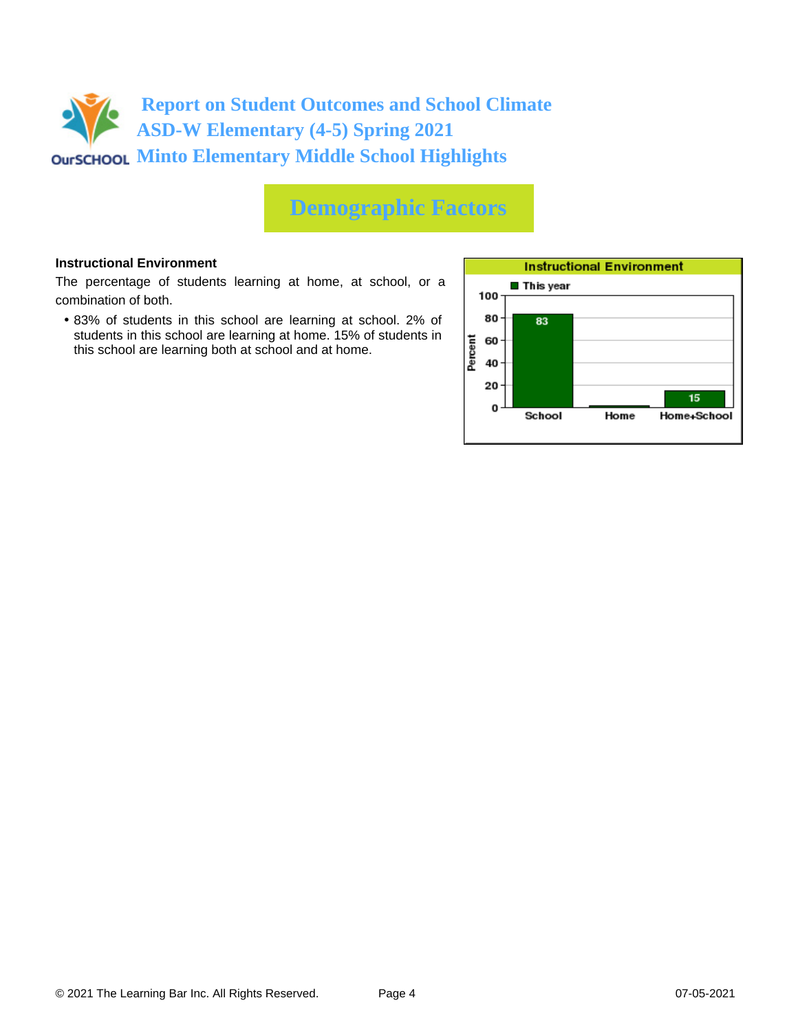# Report on Student Outcomes and School Climate
# ASD-W Elementary (4-5) Spring 2021
# Minto Elementary Middle School Highlights

## Demographic Factors

**Instructional Environment**

The percentage of students learning at home, at school, or a combination of both.

- 83% of students in this school are learning at school. 2% of students in this school are learning at home. 15% of students in this school are learning both at school and at home.

**Instructional Environment**

| | This year (Percent) |
|---|---|
| School | 83 |
| Home | |
| Home+School | 15 |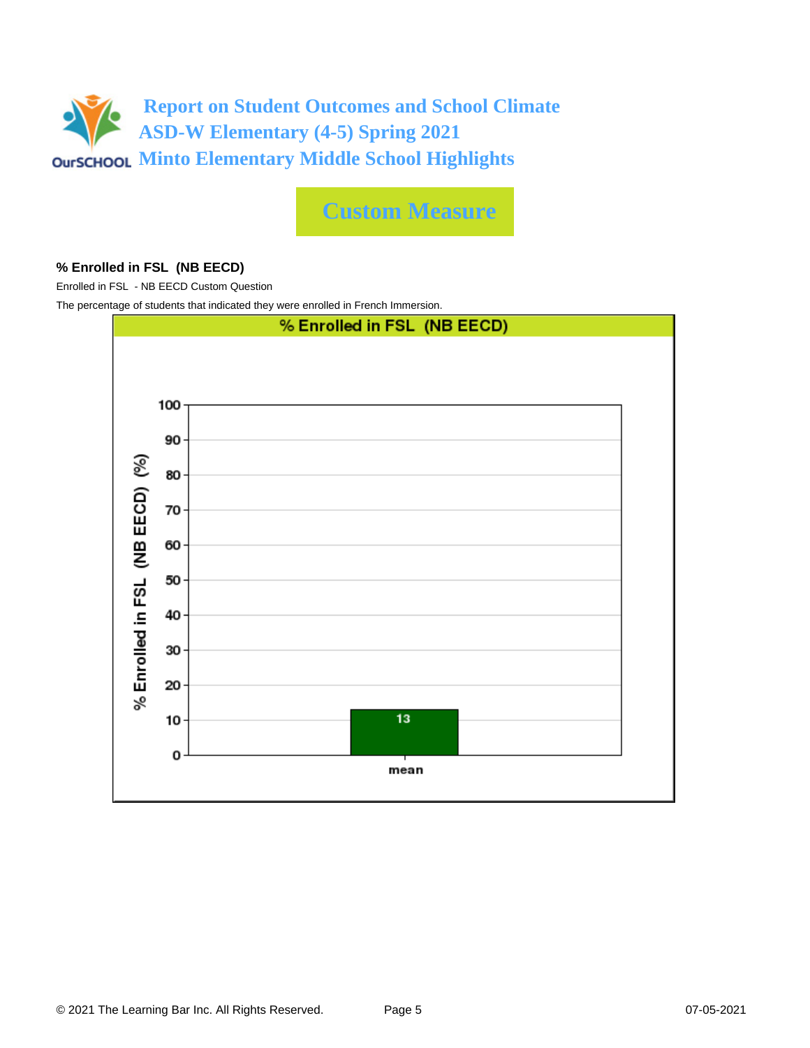# Report on Student Outcomes and School Climate
## ASD-W Elementary (4-5) Spring 2021
## Minto Elementary Middle School Highlights

## Custom Measure

**% Enrolled in FSL (NB EECD)**

Enrolled in FSL - NB EECD Custom Question

The percentage of students that indicated they were enrolled in French Immersion.

**% Enrolled in FSL (NB EECD)**

| | % Enrolled in FSL (NB EECD) (%) |
|---|---|
| mean | 13 |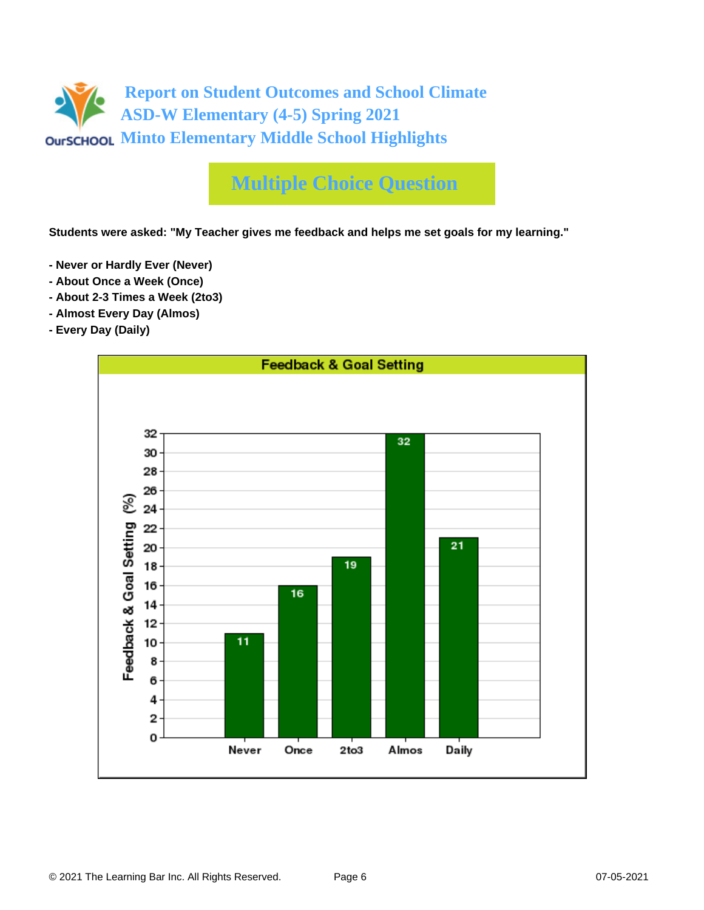# Report on Student Outcomes and School Climate
## ASD-W Elementary (4-5) Spring 2021
## Minto Elementary Middle School Highlights

## Multiple Choice Question

**Students were asked: "My Teacher gives me feedback and helps me set goals for my learning."**

**- Never or Hardly Ever (Never)**
**- About Once a Week (Once)**
**- About 2-3 Times a Week (2to3)**
**- Almost Every Day (Almos)**
**- Every Day (Daily)**

**Feedback & Goal Setting**

| Response | Feedback & Goal Setting (%) |
| --- | --- |
| Never | 11 |
| Once | 16 |
| 2to3 | 19 |
| Almos | 32 |
| Daily | 21 |

© 2021 The Learning Bar Inc. All Rights Reserved. 07-05-2021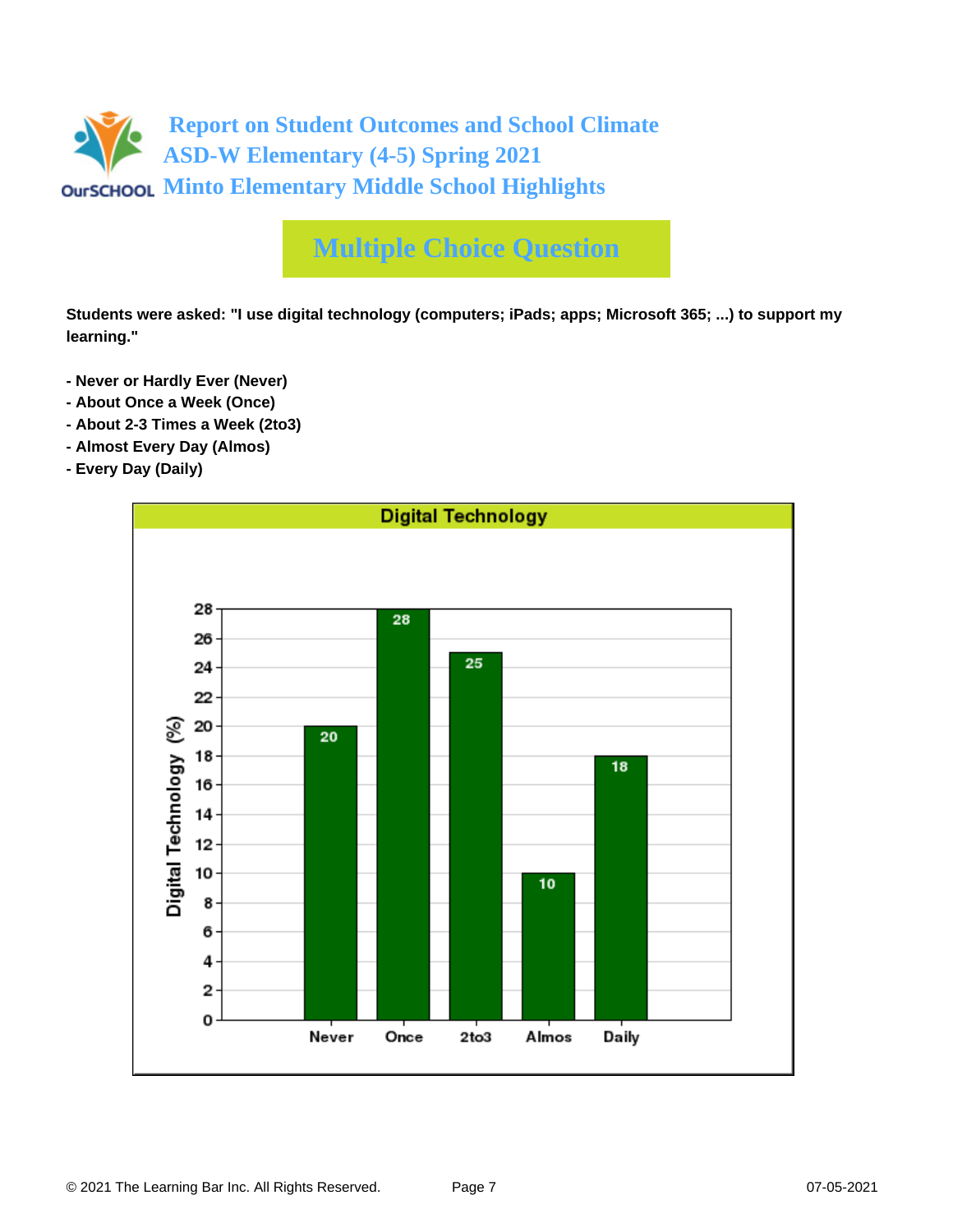# Report on Student Outcomes and School Climate
## ASD-W Elementary (4-5) Spring 2021
## Minto Elementary Middle School Highlights

OurSCHOOL

## Multiple Choice Question

**Students were asked: "I use digital technology (computers; iPads; apps; Microsoft 365; ...) to support my learning."**

- **Never or Hardly Ever (Never)**
- **About Once a Week (Once)**
- **About 2-3 Times a Week (2to3)**
- **Almost Every Day (Almos)**
- **Every Day (Daily)**

Digital Technology

Digital Technology (%)

0
2
4
6
8
10
12
14
16
18
20
22
24
26
28

Never
Once
2to3
Almos
Daily

20
28
25
10
18